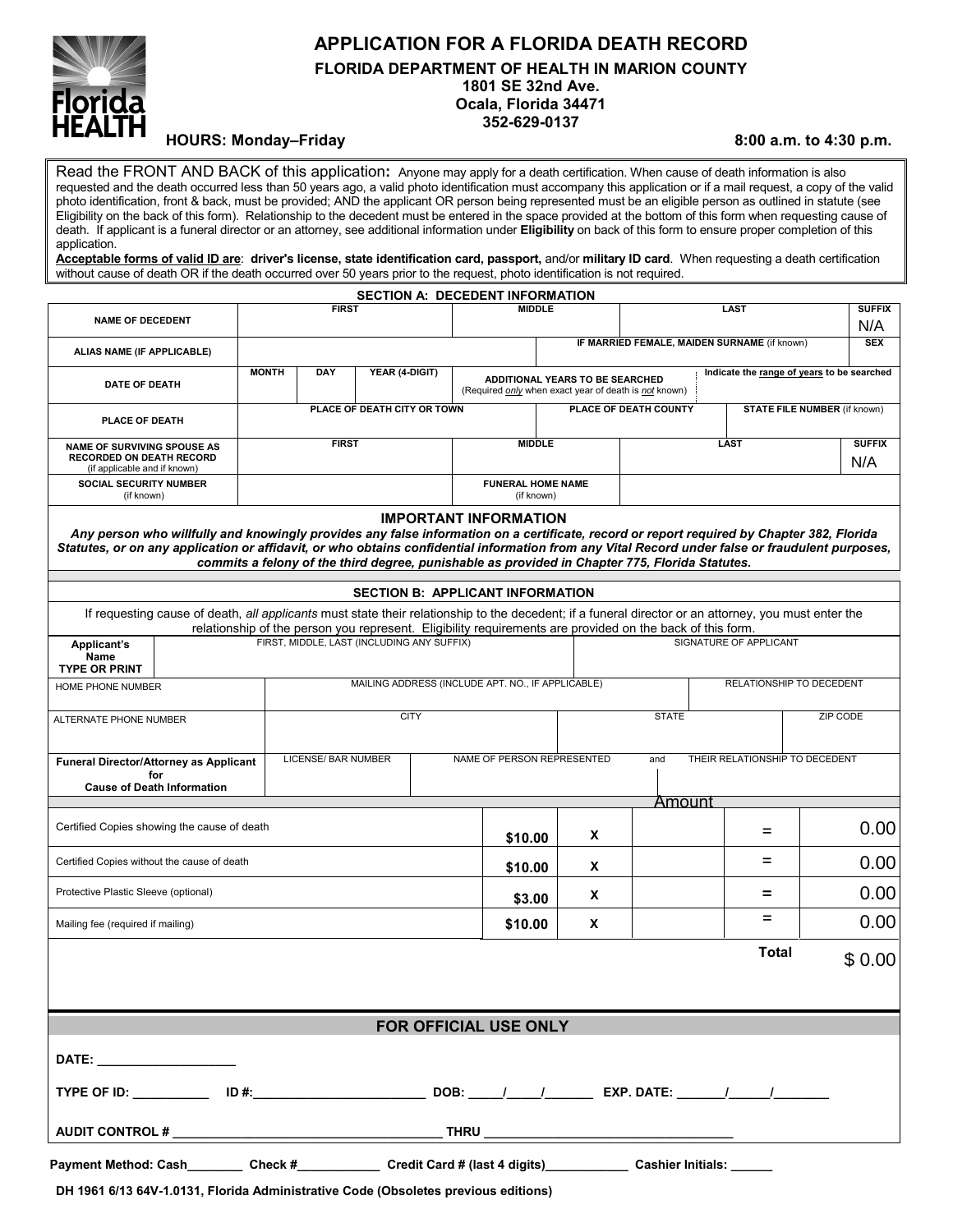# APPLICATION FOR A FLORIDA DEATH RECORD

**FLORIDA DEPARTMENT OF HEALTH IN MARION COUNTY**
**1801 SE 32nd Ave.**
**Ocala, Florida 34471**
**352-629-0137**

**HOURS: Monday–Friday** **8:00 a.m. to 4:30 p.m.**

Read the FRONT AND BACK of this application**:** Anyone may apply for a death certification. When cause of death information is also requested and the death occurred less than 50 years ago, a valid photo identification must accompany this application or if a mail request, a copy of the valid photo identification, front & back, must be provided; AND the applicant OR person being represented must be an eligible person as outlined in statute (see Eligibility on the back of this form). Relationship to the decedent must be entered in the space provided at the bottom of this form when requesting cause of death. If applicant is a funeral director or an attorney, see additional information under **Eligibility** on back of this form to ensure proper completion of this application.

**Acceptable forms of valid ID are**: **driver's license, state identification card, passport,** and/or **military ID card**. When requesting a death certification without cause of death OR if the death occurred over 50 years prior to the request, photo identification is not required.

## SECTION A: DECEDENT INFORMATION

| | | | | | |
|---|---|---|---|---|---|
| **NAME OF DECEDENT** | FIRST | MIDDLE | LAST | | SUFFIX N/A |
| **ALIAS NAME (IF APPLICABLE)** | | IF MARRIED FEMALE, MAIDEN SURNAME (if known) | | | SEX |
| **DATE OF DEATH** | MONTH / DAY / YEAR (4-DIGIT) | ADDITIONAL YEARS TO BE SEARCHED (Required *only* when exact year of death is *not* known) | Indicate the range of years to be searched | | |
| **PLACE OF DEATH** | PLACE OF DEATH CITY OR TOWN | PLACE OF DEATH COUNTY | STATE FILE NUMBER (if known) | | |
| **NAME OF SURVIVING SPOUSE AS RECORDED ON DEATH RECORD** (if applicable and if known) | FIRST | MIDDLE | LAST | | SUFFIX N/A |
| **SOCIAL SECURITY NUMBER** (if known) | | FUNERAL HOME NAME (if known) | | | |

### IMPORTANT INFORMATION

***Any person who willfully and knowingly provides any false information on a certificate, record or report required by Chapter 382, Florida Statutes, or on any application or affidavit, or who obtains confidential information from any Vital Record under false or fraudulent purposes, commits a felony of the third degree, punishable as provided in Chapter 775, Florida Statutes.***

## SECTION B: APPLICANT INFORMATION

If requesting cause of death, *all applicants* must state their relationship to the decedent; if a funeral director or an attorney, you must enter the relationship of the person you represent. Eligibility requirements are provided on the back of this form.

| | | | |
|---|---|---|---|
| **Applicant's Name TYPE OR PRINT** | FIRST, MIDDLE, LAST (INCLUDING ANY SUFFIX) | SIGNATURE OF APPLICANT | |
| HOME PHONE NUMBER | MAILING ADDRESS (INCLUDE APT. NO., IF APPLICABLE) | | RELATIONSHIP TO DECEDENT |
| ALTERNATE PHONE NUMBER | CITY | STATE | ZIP CODE |
| **Funeral Director/Attorney as Applicant for Cause of Death Information** | LICENSE/ BAR NUMBER | NAME OF PERSON REPRESENTED and | THEIR RELATIONSHIP TO DECEDENT |

| | | | Amount | | |
|---|---|---|---|---|---|
| Certified Copies showing the cause of death | **$10.00** | **X** | | = | 0.00 |
| Certified Copies without the cause of death | **$10.00** | **X** | | = | 0.00 |
| Protective Plastic Sleeve (optional) | **$3.00** | **X** | | = | 0.00 |
| Mailing fee (required if mailing) | **$10.00** | **X** | | = | 0.00 |
| | | | | **Total** | $ 0.00 |

### FOR OFFICIAL USE ONLY

**DATE:** ___________________

**TYPE OF ID:** __________ **ID #:**________________________ **DOB:** _____/_____/_______ **EXP. DATE:** _______/______/________

**AUDIT CONTROL #** _______________________________________ **THRU** ___________________________________

**Payment Method: Cash**________ **Check #**____________ **Credit Card # (last 4 digits)**____________ **Cashier Initials:** ______

**DH 1961 6/13 64V-1.0131, Florida Administrative Code (Obsoletes previous editions)**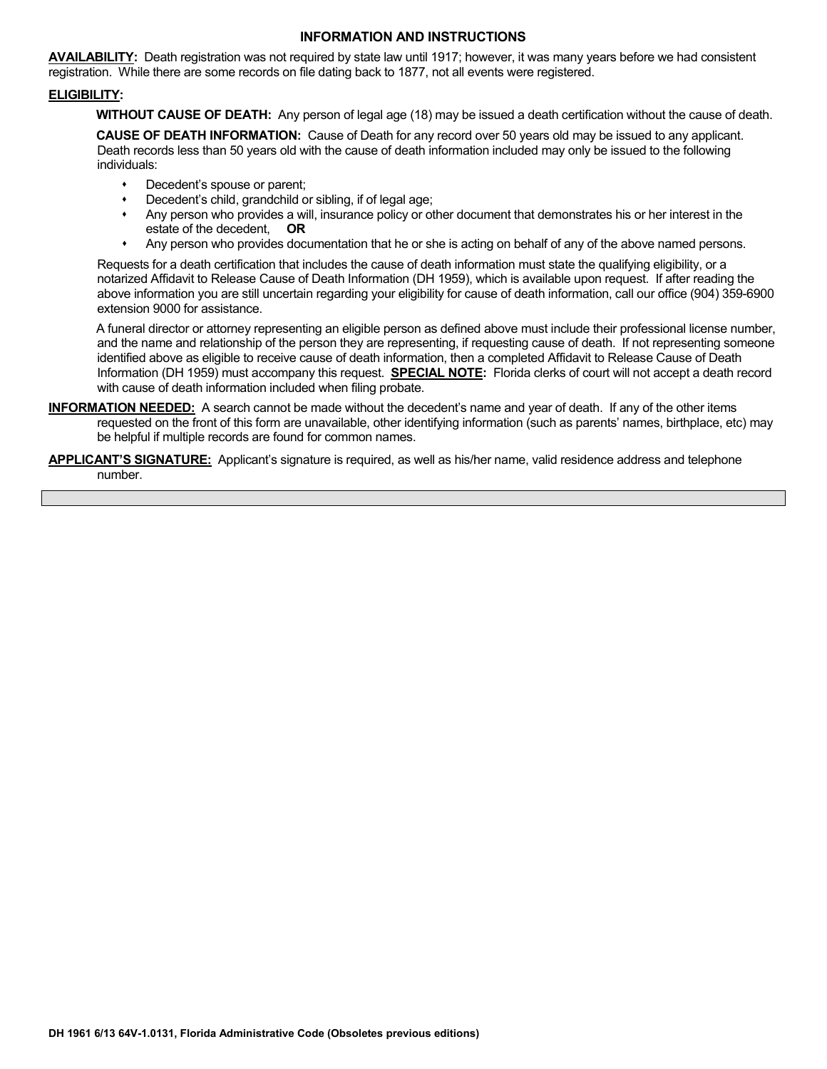## INFORMATION AND INSTRUCTIONS

**AVAILABILITY:** Death registration was not required by state law until 1917; however, it was many years before we had consistent registration. While there are some records on file dating back to 1877, not all events were registered.

**ELIGIBILITY:**

**WITHOUT CAUSE OF DEATH:** Any person of legal age (18) may be issued a death certification without the cause of death.

**CAUSE OF DEATH INFORMATION:** Cause of Death for any record over 50 years old may be issued to any applicant. Death records less than 50 years old with the cause of death information included may only be issued to the following individuals:

- Decedent's spouse or parent;
- Decedent's child, grandchild or sibling, if of legal age;
- Any person who provides a will, insurance policy or other document that demonstrates his or her interest in the estate of the decedent, **OR**
- Any person who provides documentation that he or she is acting on behalf of any of the above named persons.

Requests for a death certification that includes the cause of death information must state the qualifying eligibility, or a notarized Affidavit to Release Cause of Death Information (DH 1959), which is available upon request. If after reading the above information you are still uncertain regarding your eligibility for cause of death information, call our office (904) 359-6900 extension 9000 for assistance.

A funeral director or attorney representing an eligible person as defined above must include their professional license number, and the name and relationship of the person they are representing, if requesting cause of death. If not representing someone identified above as eligible to receive cause of death information, then a completed Affidavit to Release Cause of Death Information (DH 1959) must accompany this request. **SPECIAL NOTE:** Florida clerks of court will not accept a death record with cause of death information included when filing probate.

**INFORMATION NEEDED:** A search cannot be made without the decedent's name and year of death. If any of the other items requested on the front of this form are unavailable, other identifying information (such as parents' names, birthplace, etc) may be helpful if multiple records are found for common names.

**APPLICANT'S SIGNATURE:** Applicant's signature is required, as well as his/her name, valid residence address and telephone number.

**DH 1961 6/13 64V-1.0131, Florida Administrative Code (Obsoletes previous editions)**